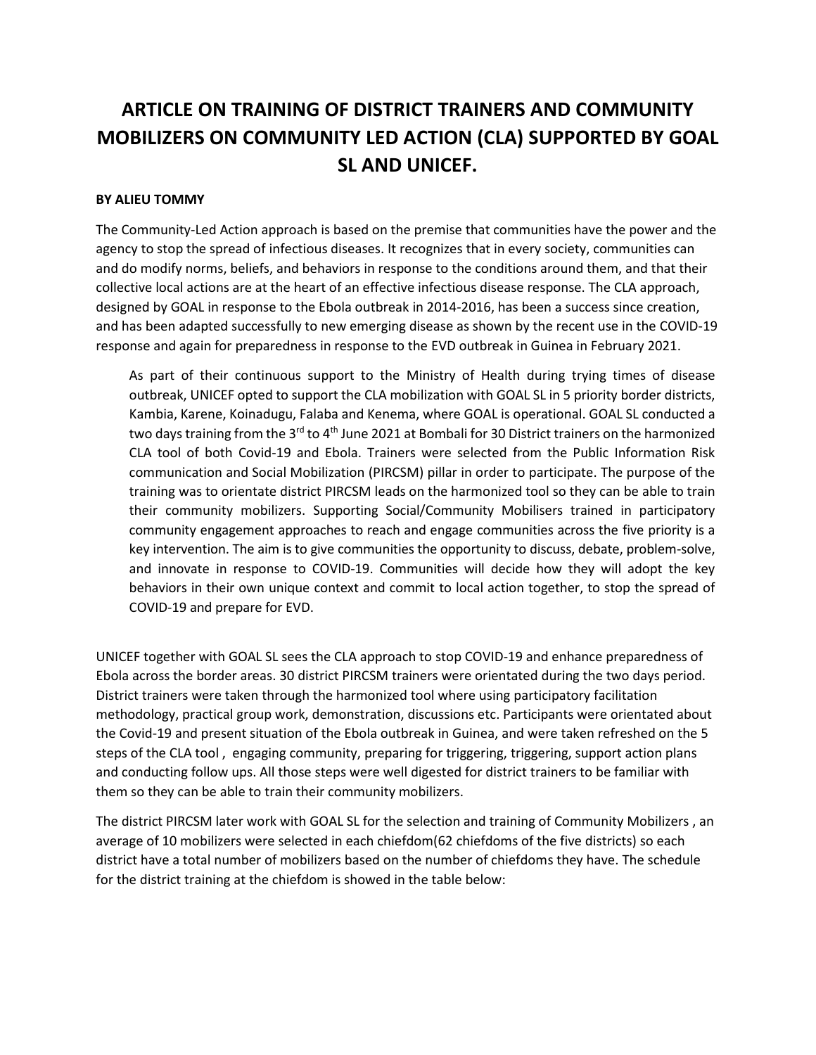# ARTICLE ON TRAINING OF DISTRICT TRAINERS AND COMMUNITY MOBILIZERS ON COMMUNITY LED ACTION (CLA) SUPPORTED BY GOAL SL AND UNICEF.

**BY ALIEU TOMMY**

The Community-Led Action approach is based on the premise that communities have the power and the agency to stop the spread of infectious diseases. It recognizes that in every society, communities can and do modify norms, beliefs, and behaviors in response to the conditions around them, and that their collective local actions are at the heart of an effective infectious disease response. The CLA approach, designed by GOAL in response to the Ebola outbreak in 2014-2016, has been a success since creation, and has been adapted successfully to new emerging disease as shown by the recent use in the COVID-19 response and again for preparedness in response to the EVD outbreak in Guinea in February 2021.

As part of their continuous support to the Ministry of Health during trying times of disease outbreak, UNICEF opted to support the CLA mobilization with GOAL SL in 5 priority border districts, Kambia, Karene, Koinadugu, Falaba and Kenema, where GOAL is operational. GOAL SL conducted a two days training from the 3rd to 4th June 2021 at Bombali for 30 District trainers on the harmonized CLA tool of both Covid-19 and Ebola. Trainers were selected from the Public Information Risk communication and Social Mobilization (PIRCSM) pillar in order to participate. The purpose of the training was to orientate district PIRCSM leads on the harmonized tool so they can be able to train their community mobilizers. Supporting Social/Community Mobilisers trained in participatory community engagement approaches to reach and engage communities across the five priority is a key intervention. The aim is to give communities the opportunity to discuss, debate, problem-solve, and innovate in response to COVID-19. Communities will decide how they will adopt the key behaviors in their own unique context and commit to local action together, to stop the spread of COVID-19 and prepare for EVD.

UNICEF together with GOAL SL sees the CLA approach to stop COVID-19 and enhance preparedness of Ebola across the border areas. 30 district PIRCSM trainers were orientated during the two days period. District trainers were taken through the harmonized tool where using participatory facilitation methodology, practical group work, demonstration, discussions etc. Participants were orientated about the Covid-19 and present situation of the Ebola outbreak in Guinea, and were taken refreshed on the 5 steps of the CLA tool , engaging community, preparing for triggering, triggering, support action plans and conducting follow ups. All those steps were well digested for district trainers to be familiar with them so they can be able to train their community mobilizers.

The district PIRCSM later work with GOAL SL for the selection and training of Community Mobilizers , an average of 10 mobilizers were selected in each chiefdom(62 chiefdoms of the five districts) so each district have a total number of mobilizers based on the number of chiefdoms they have. The schedule for the district training at the chiefdom is showed in the table below: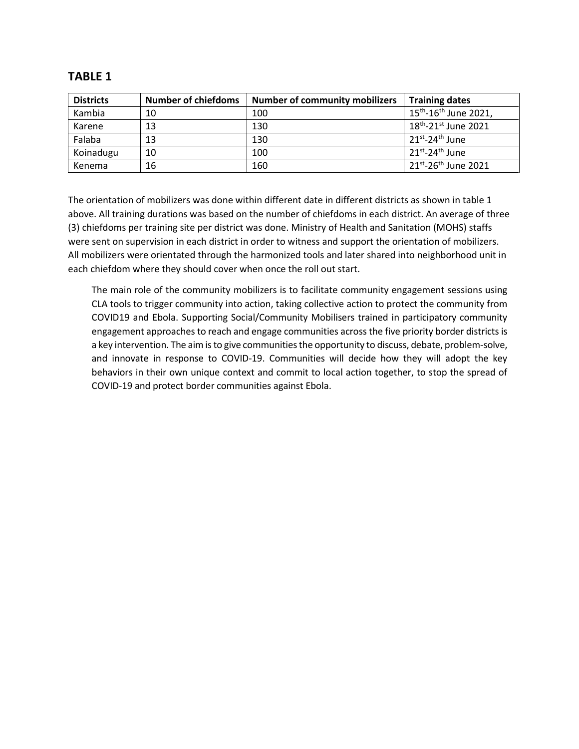## TABLE 1

| Districts | Number of chiefdoms | Number of community mobilizers | Training dates |
|---|---|---|---|
| Kambia | 10 | 100 | 15th-16th June 2021, |
| Karene | 13 | 130 | 18th-21st June 2021 |
| Falaba | 13 | 130 | 21st-24th June |
| Koinadugu | 10 | 100 | 21st-24th June |
| Kenema | 16 | 160 | 21st-26th June 2021 |

The orientation of mobilizers was done within different date in different districts as shown in table 1 above. All training durations was based on the number of chiefdoms in each district. An average of three (3) chiefdoms per training site per district was done. Ministry of Health and Sanitation (MOHS) staffs were sent on supervision in each district in order to witness and support the orientation of mobilizers. All mobilizers were orientated through the harmonized tools and later shared into neighborhood unit in each chiefdom where they should cover when once the roll out start.

The main role of the community mobilizers is to facilitate community engagement sessions using CLA tools to trigger community into action, taking collective action to protect the community from COVID19 and Ebola. Supporting Social/Community Mobilisers trained in participatory community engagement approaches to reach and engage communities across the five priority border districts is a key intervention. The aim is to give communities the opportunity to discuss, debate, problem-solve, and innovate in response to COVID-19. Communities will decide how they will adopt the key behaviors in their own unique context and commit to local action together, to stop the spread of COVID-19 and protect border communities against Ebola.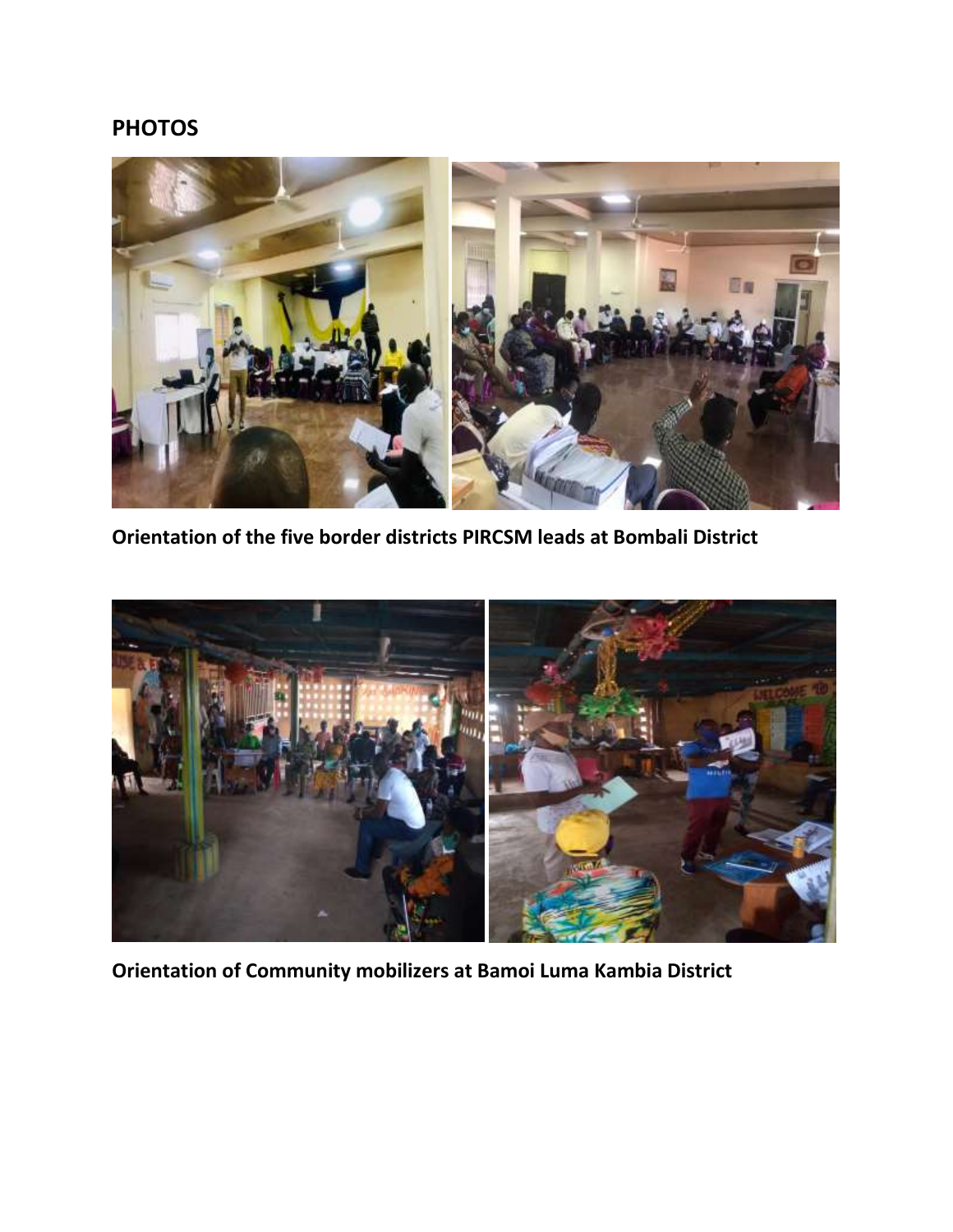## PHOTOS

**Orientation of the five border districts PIRCSM leads at Bombali District**

**Orientation of Community mobilizers at Bamoi Luma Kambia District**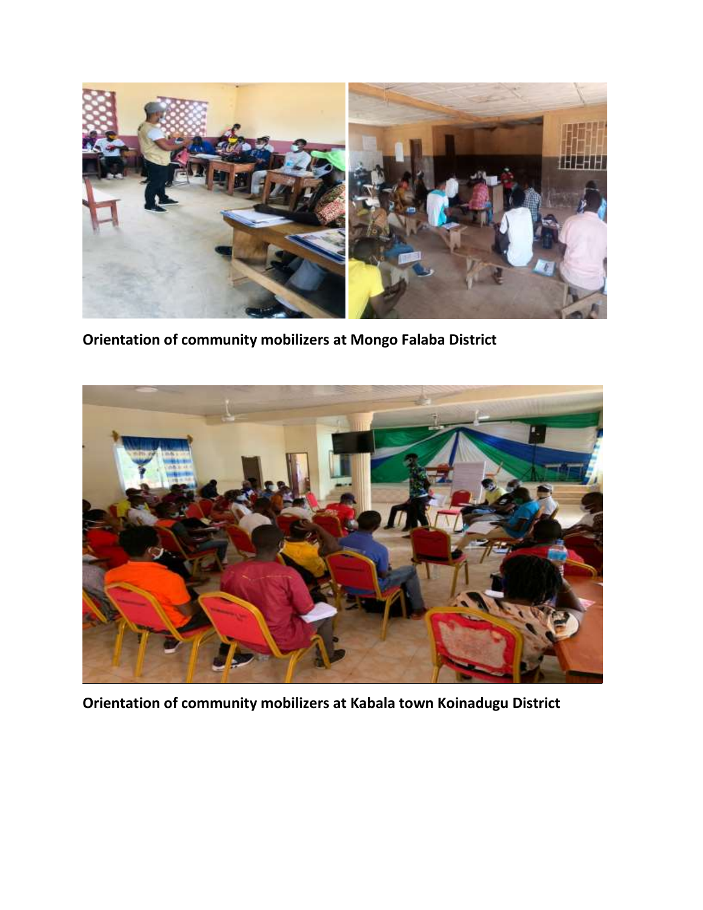**Orientation of community mobilizers at Mongo Falaba District**

**Orientation of community mobilizers at Kabala town Koinadugu District**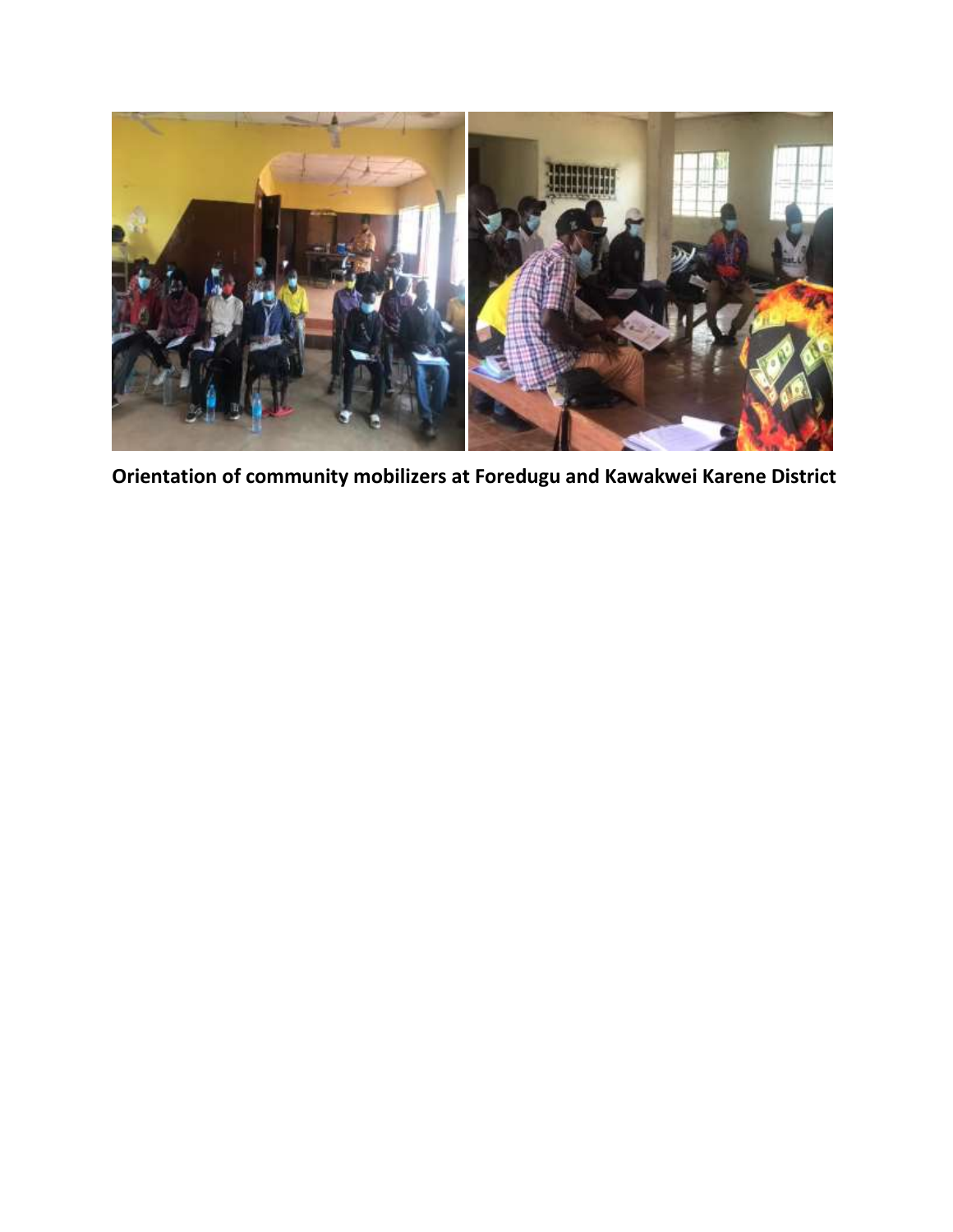**Orientation of community mobilizers at Foredugu and Kawakwei Karene District**